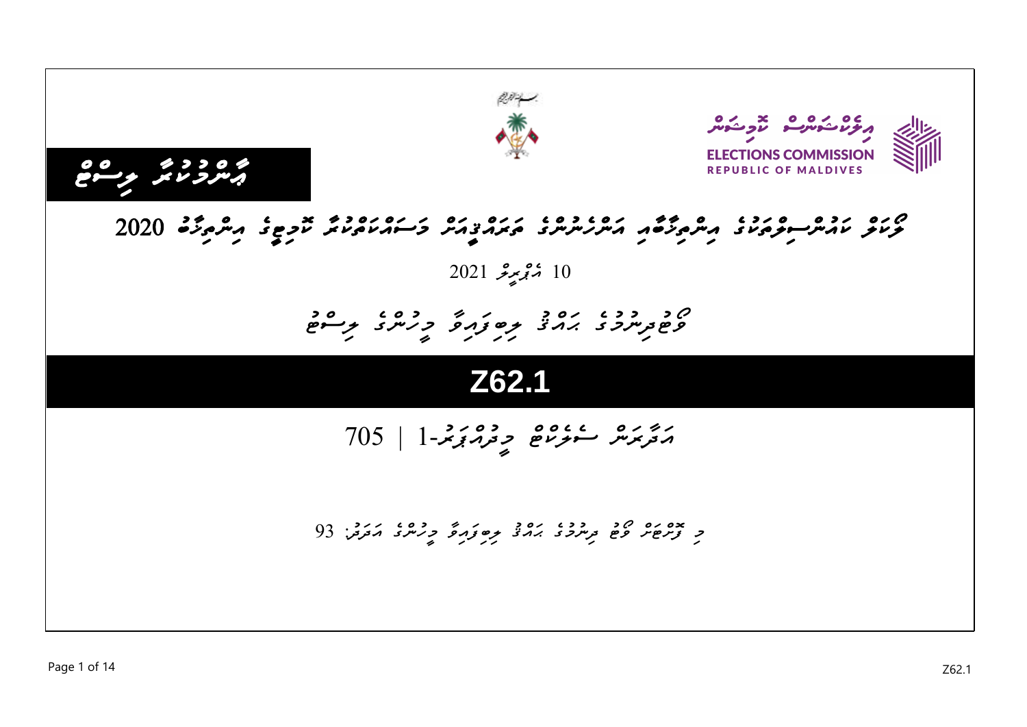بسم الله الرحمن الرحيم

އިލެކްޝަންސް ކޮމިޝަން

ELECTIONS COMMISSION

REPUBLIC OF MALDIVES

## އަންދާޒާ ލިސްޓް

# ލޯކަލް ކައުންސިލްތަކުގެ އިންތިޚާބާއި އަންހެނުންގެ ތަރައްޤީއަށް މަސައްކަތްކުރާ ކޮމިޓީގެ އިންތިޚާބު 2020

10 އެޕްރީލް 2021

## ވޯޓުދިނުމުގެ ޙައްޤު ލިބިފައިވާ މީހުންގެ ލިސްޓު

# Z62.1

## އަޑޫއަތޮޅު ސަވެނާސް ސްޓާރ-1 | 705

މި ފޯމުގައި ވޯޓު ދިނުމުގެ ޙައްޤު ލިބިފައިވާ މީހުންގެ އަދަދު: 93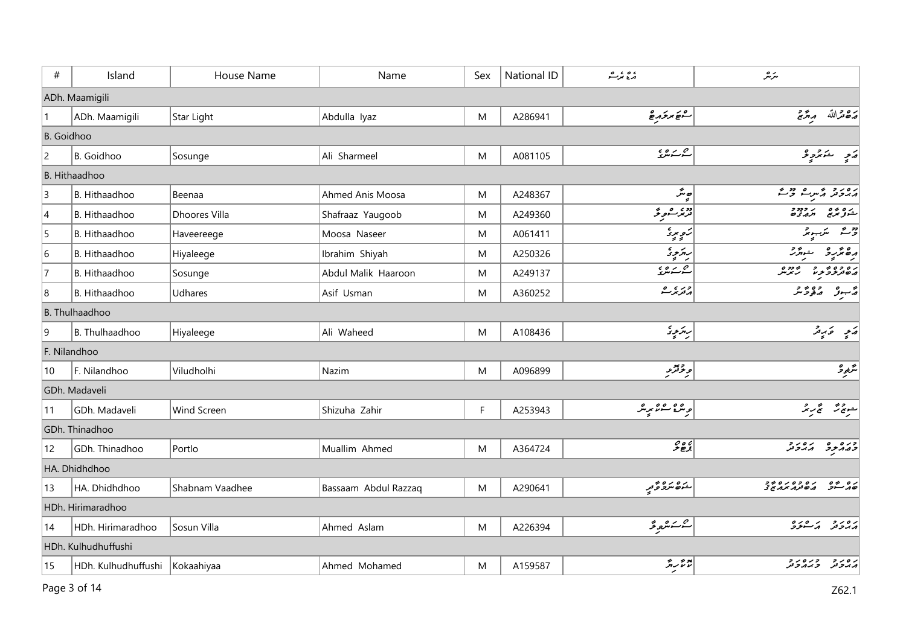| # | Island | House Name | Name | Sex | National ID | ގެއުގެ ނަން | ނަން |
|---|---|---|---|---|---|---|---|
| ADh. Maamigili | | | | | | | |
| 1 | ADh. Maamigili | Star Light | Abdulla Iyaz | M | A286941 | ސްޓަރލައިޓް | އަބްދުﷲ އިޔާޒް |
| B. Goidhoo | | | | | | | |
| 2 | B. Goidhoo | Sosunge | Ali Sharmeel | M | A081105 | ސޯސަންގެ | އަލި ޝަރުމީލް |
| B. Hithaadhoo | | | | | | | |
| 3 | B. Hithaadhoo | Beenaa | Ahmed Anis Moosa | M | A248367 | ބީނާ | އަޙްމަދު އާނިސް މޫސާ |
| 4 | B. Hithaadhoo | Dhoores Villa | Shafraaz Yaugoob | M | A249360 | ދޫރެސްވިލާ | ޝަފްރާޒް ޔައުގޫބު |
| 5 | B. Hithaadhoo | Haveereege | Moosa Naseer | M | A061411 | ހަވީރީގެ | މޫސާ ނަސީރު |
| 6 | B. Hithaadhoo | Hiyaleege | Ibrahim Shiyah | M | A250326 | ހިޔަލީގެ | އިބްރާހީމް ޝިޔާހް |
| 7 | B. Hithaadhoo | Sosunge | Abdul Malik Haaroon | M | A249137 | ސޯސަންގެ | އަބްދުލްމާލިކު ހާރޫން |
| 8 | B. Hithaadhoo | Udhares | Asif Usman | M | A360252 | އުދަރެސް | އާސިފް އުތުމާން |
| B. Thulhaadhoo | | | | | | | |
| 9 | B. Thulhaadhoo | Hiyaleege | Ali Waheed | M | A108436 | ހިޔަލީގެ | އަލި ވަހީދު |
| F. Nilandhoo | | | | | | | |
| 10 | F. Nilandhoo | Viludholhi | Nazim | M | A096899 | ވިލުދޮޅި | ނާޒިމް |
| GDh. Madaveli | | | | | | | |
| 11 | GDh. Madaveli | Wind Screen | Shizuha Zahir | F | A253943 | ވިންޑް ސްކްރީން | ޝިޒުހާ ޒާހިރު |
| GDh. Thinadhoo | | | | | | | |
| 12 | GDh. Thinadhoo | Portlo | Muallim Ahmed | M | A364724 | ޕޯޓްލޯ | މުޢައްލިމް އަޙްމަދު |
| HA. Dhidhdhoo | | | | | | | |
| 13 | HA. Dhidhdhoo | Shabnam Vaadhee | Bassaam Abdul Razzaq | M | A290641 | ޝަބްނަމްވާދީ | ބައްސާމް އަބްދުއްރައްޒާޤު |
| HDh. Hirimaradhoo | | | | | | | |
| 14 | HDh. Hirimaradhoo | Sosun Villa | Ahmed Aslam | M | A226394 | ސޮސަންވިލާ | އަޙްމަދު އަސްލަމް |
| HDh. Kulhudhuffushi | | | | | | | |
| 15 | HDh. Kulhudhuffushi | Kokaahiyaa | Ahmed Mohamed | M | A159587 | ކޮކާހިޔާ | އަޙްމަދު މުޙައްމަދު |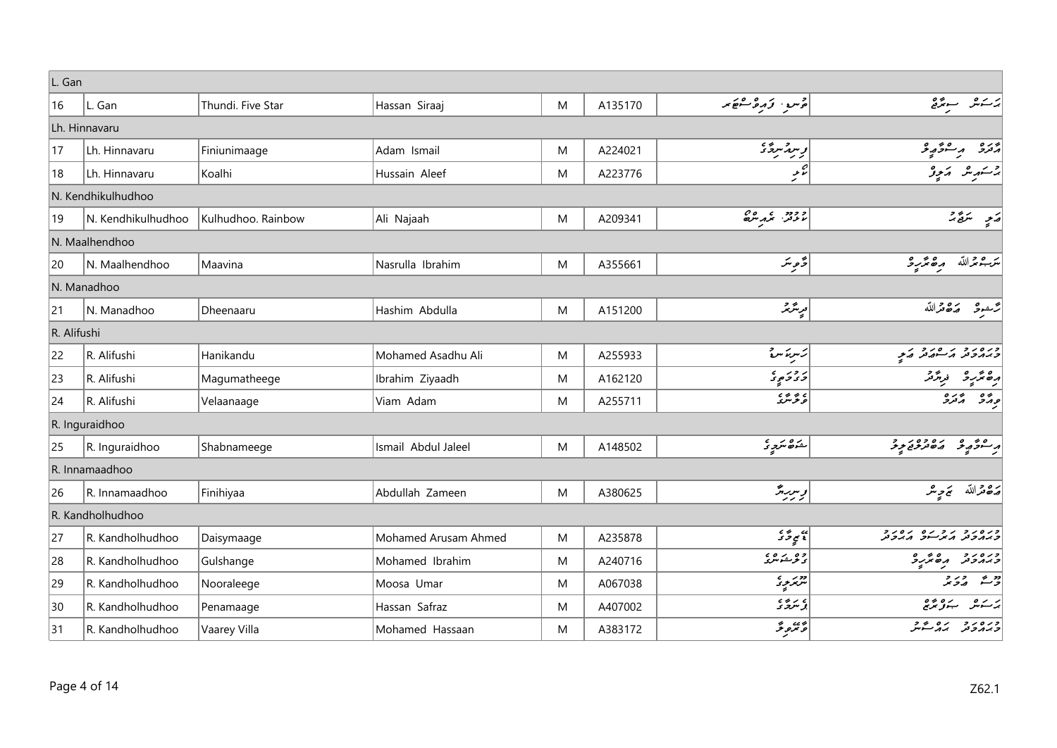| | | | | | | | |
|---|---|---|---|---|---|---|---|
| L. Gan | | | | | | | |
| 16 | L. Gan | Thundi. Five Star | Hassan Siraaj | M | A135170 | ތުނޑި. ފައިވްސްޓާރ | ހަސަން ސިރާޖު |
| Lh. Hinnavaru | | | | | | | |
| 17 | Lh. Hinnavaru | Finiunimaage | Adam Ismail | M | A224021 | ފިނިއުނިމާގެ | އާދަމް އިސްމާޢީލް |
| 18 | Lh. Hinnavaru | Koalhi | Hussain Aleef | M | A223776 | ކޯޅި | ހުސައިން އަލީފް |
| N. Kendhikulhudhoo | | | | | | | |
| 19 | N. Kendhikulhudhoo | Kulhudhoo. Rainbow | Ali Najaah | M | A209341 | ކުޅުދޫ. ރެއިންބޯ | އަލި ނަޖާހް |
| N. Maalhendhoo | | | | | | | |
| 20 | N. Maalhendhoo | Maavina | Nasrulla Ibrahim | M | A355661 | މާވިނަ | ނަސްރުﷲ އިބްރާހީމް |
| N. Manadhoo | | | | | | | |
| 21 | N. Manadhoo | Dheenaaru | Hashim Abdulla | M | A151200 | ދީނާރު | ހާޝިމް އަބްދުﷲ |
| R. Alifushi | | | | | | | |
| 22 | R. Alifushi | Hanikandu | Mohamed Asadhu Ali | M | A255933 | ހަނިކަނޑު | މުހައްމަދު އަސްޢަދު އަލި |
| 23 | R. Alifushi | Magumatheege | Ibrahim Ziyaadh | M | A162120 | މަގުމަތީގެ | އިބްރާހީމް ޒިޔާދު |
| 24 | R. Alifushi | Velaanaage | Viam Adam | M | A255711 | ވެލާނާގެ | ވިއަމް އާދަމް |
| R. Inguraidhoo | | | | | | | |
| 25 | R. Inguraidhoo | Shabnameege | Ismail Abdul Jaleel | M | A148502 | ޝަބްނަމީގެ | އިސްމާޢީލް އަބްދުލްޖަލީލް |
| R. Innamaadhoo | | | | | | | |
| 26 | R. Innamaadhoo | Finihiyaa | Abdullah Zameen | M | A380625 | ފިނިހިޔާ | އަބްދުﷲ ޒަމީން |
| R. Kandholhudhoo | | | | | | | |
| 27 | R. Kandholhudhoo | Daisymaage | Mohamed Arusam Ahmed | M | A235878 | ޑޭޒީމާގެ | މުހައްމަދު އަރުސަމް އަހުމަދު |
| 28 | R. Kandholhudhoo | Gulshange | Mohamed Ibrahim | M | A240716 | ގުލްޝަންގެ | މުހައްމަދު އިބްރާހީމް |
| 29 | R. Kandholhudhoo | Nooraleege | Moosa Umar | M | A067038 | ނޫރަލީގެ | މޫސާ އުމަރު |
| 30 | R. Kandholhudhoo | Penamaage | Hassan Safraz | M | A407002 | ޕެނަމާގެ | ހަސަން ސަފްރާޒު |
| 31 | R. Kandholhudhoo | Vaarey Villa | Mohamed Hassaan | M | A383172 | ވާރޭވިލާ | މުހައްމަދު ހައްސާން |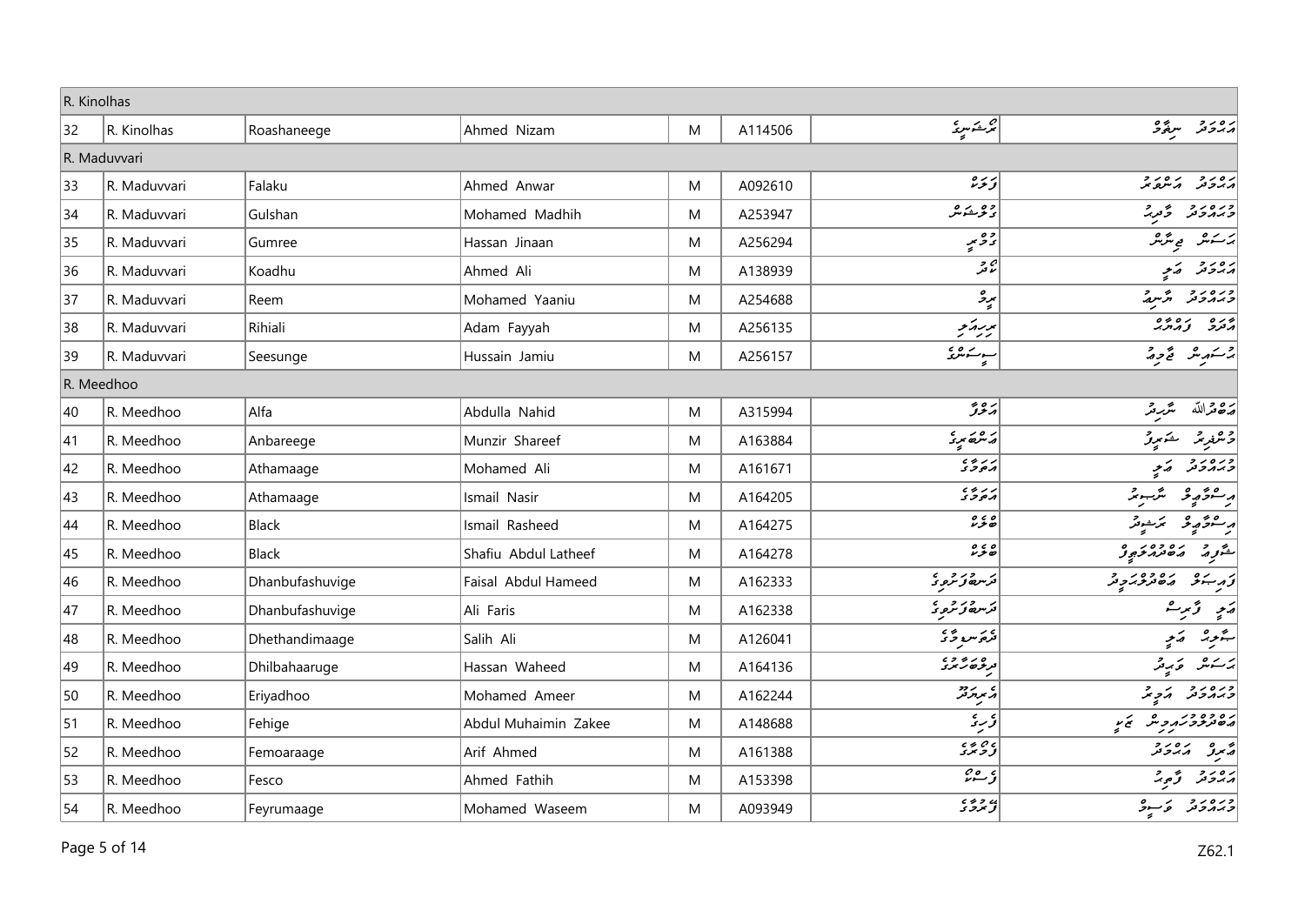| R. Kinolhas | | | | | | | |
|---|---|---|---|---|---|---|---|
| 32 | R. Kinolhas | Roashaneege | Ahmed Nizam | M | A114506 | ރޯޝަނީގެ | އަޙްމަދު ނިޒާމް |
| **R. Maduvvari** | | | | | | | |
| 33 | R. Maduvvari | Falaku | Ahmed Anwar | M | A092610 | ފަލަކު | އަޙްމަދު އަންވަރު |
| 34 | R. Maduvvari | Gulshan | Mohamed Madhih | M | A253947 | ގުލްޝަން | މުޙައްމަދު މާދިޙް |
| 35 | R. Maduvvari | Gumree | Hassan Jinaan | M | A256294 | ގުމްރީ | ހަސަން ޖިނާން |
| 36 | R. Maduvvari | Koadhu | Ahmed Ali | M | A138939 | ކޯދު | އަޙްމަދު ޢަލީ |
| 37 | R. Maduvvari | Reem | Mohamed Yaaniu | M | A254688 | ރީމް | މުޙައްމަދު ޔާނިޢު |
| 38 | R. Maduvvari | Rihiali | Adam Fayyah | M | A256135 | ރިހިއަލި | އާދަމް ފައްޔާޙް |
| 39 | R. Maduvvari | Seesunge | Hussain Jamiu | M | A256157 | ސީސުންގެ | ހުސައިން ޖާމިޢު |
| **R. Meedhoo** | | | | | | | |
| 40 | R. Meedhoo | Alfa | Abdulla Nahid | M | A315994 | އަލްފާ | އަބްދުﷲ ނާހިދު |
| 41 | R. Meedhoo | Anbareege | Munzir Shareef | M | A163884 | އަންބަރީގެ | މުންޛިރު ޝަރީފު |
| 42 | R. Meedhoo | Athamaage | Mohamed Ali | M | A161671 | އަތަމާގެ | މުޙައްމަދު ޢަލީ |
| 43 | R. Meedhoo | Athamaage | Ismail Nasir | M | A164205 | އަތަމާގެ | އިސްމާޢީލް ނާޞިރު |
| 44 | R. Meedhoo | Black | Ismail Rasheed | M | A164275 | ބްލެކް | އިސްމާޢީލް ރަޝީދު |
| 45 | R. Meedhoo | Black | Shafiu Abdul Latheef | M | A164278 | ބްލެކް | ޝާފިޢު އަބްދުލްލަޠީފް |
| 46 | R. Meedhoo | Dhanbufashuvige | Faisal Abdul Hameed | M | A162333 | ދަންބުފަށުވިގެ | ފައިސަލް އަބްދުލްޙަމީދު |
| 47 | R. Meedhoo | Dhanbufashuvige | Ali Faris | M | A162338 | ދަންބުފަށުވިގެ | ޢަލީ ފާރިސް |
| 48 | R. Meedhoo | Dhethandimaage | Salih Ali | M | A126041 | ދެތަނޑިމާގެ | ޞާލިޙް ޢަލީ |
| 49 | R. Meedhoo | Dhilbahaaruge | Hassan Waheed | M | A164136 | ދިލްބަހާރުގެ | ހަސަން ވަޙީދު |
| 50 | R. Meedhoo | Eriyadhoo | Mohamed Ameer | M | A162244 | އެރިޔަދޫ | މުޙައްމަދު އަމީރު |
| 51 | R. Meedhoo | Fehige | Abdul Muhaimin Zakee | M | A148688 | ފެހިގެ | އަބްދުލްމުހައިމިން ޒަކީ |
| 52 | R. Meedhoo | Femoaraage | Arif Ahmed | M | A161388 | ފެމޯރާގެ | އާރިފް އަޙްމަދު |
| 53 | R. Meedhoo | Fesco | Ahmed Fathih | M | A153398 | ފެސްކޯ | އަޙްމަދު ފާތިޙް |
| 54 | R. Meedhoo | Feyrumaage | Mohamed Waseem | M | A093949 | ފޭރުމާގެ | މުޙައްމަދު ވަސީމް |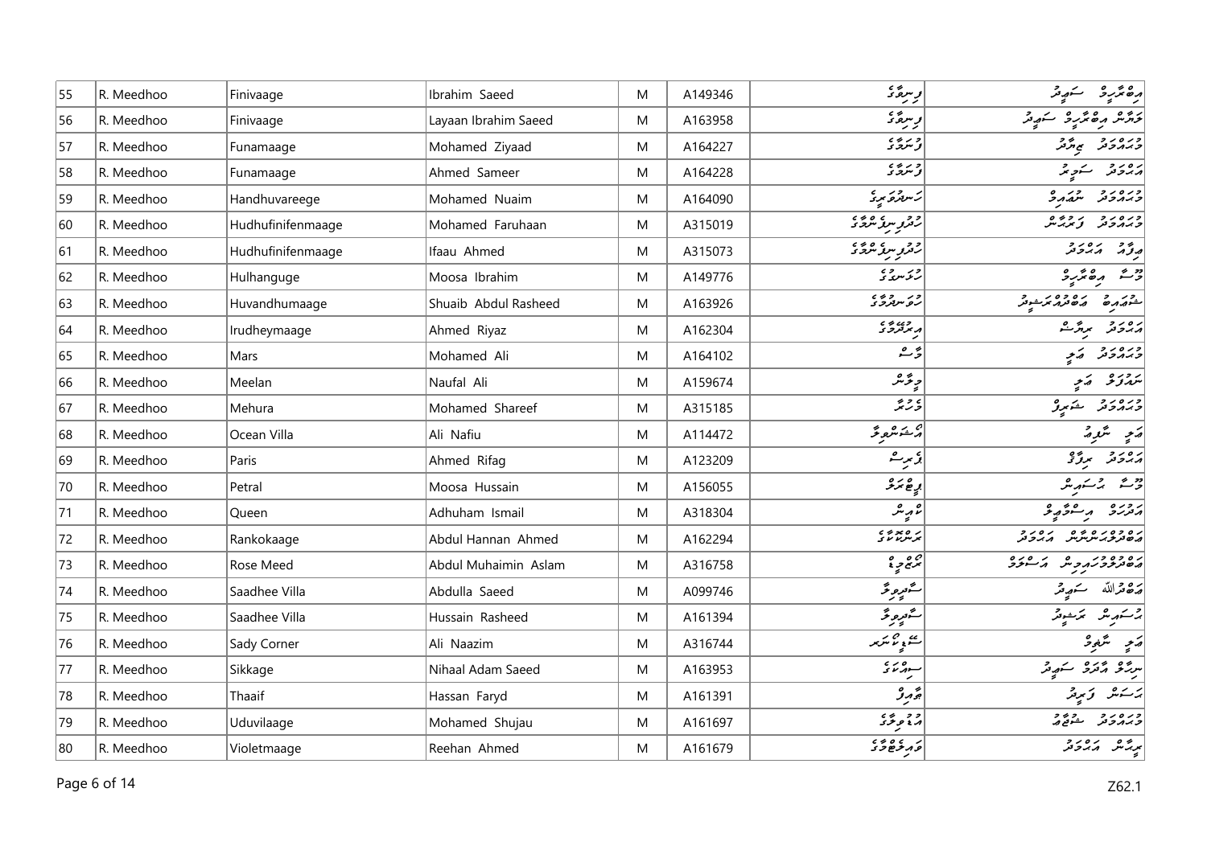| 55 | R. Meedhoo | Finivaage | Ibrahim Saeed | M | A149346 | ފިނިވާގެ | އިބްރާހީމް ސައީދު |
|---|---|---|---|---|---|---|---|
| 56 | R. Meedhoo | Finivaage | Layaan Ibrahim Saeed | M | A163958 | ފިނިވާގެ | ލަޔާން އިބްރާހީމް ސައީދު |
| 57 | R. Meedhoo | Funamaage | Mohamed Ziyaad | M | A164227 | ފުނަމާގެ | މުހައްމަދު ޒިޔާދު |
| 58 | R. Meedhoo | Funamaage | Ahmed Sameer | M | A164228 | ފުނަމާގެ | އަހުމަދު ސަމީރު |
| 59 | R. Meedhoo | Handhuvareege | Mohamed Nuaim | M | A164090 | ހަނދުވަރީގެ | މުހައްމަދު ނުއައިމް |
| 60 | R. Meedhoo | Hudhufinifenmaage | Mohamed Faruhaan | M | A315019 | ހުދުފިނިފެންމާގެ | މުހައްމަދު ފަރުހާން |
| 61 | R. Meedhoo | Hudhufinifenmaage | Ifaau Ahmed | M | A315073 | ހުދުފިނިފެންމާގެ | އިފާއު އަހުމަދު |
| 62 | R. Meedhoo | Hulhanguge | Moosa Ibrahim | M | A149776 | ހުޅަނގުގެ | މޫސާ އިބްރާހީމް |
| 63 | R. Meedhoo | Huvandhumaage | Shuaib Abdul Rasheed | M | A163926 | ހުވަނދުމާގެ | ޝުއައިބް އަބްދުލްރަޝީދު |
| 64 | R. Meedhoo | Irudheymaage | Ahmed Riyaz | M | A162304 | އިރުދޭމާގެ | އަހުމަދު ރިޔާޒް |
| 65 | R. Meedhoo | Mars | Mohamed Ali | M | A164102 | މާސް | މުހައްމަދު އަލި |
| 66 | R. Meedhoo | Meelan | Naufal Ali | M | A159674 | މީލަން | ނައުފަލް އަލި |
| 67 | R. Meedhoo | Mehura | Mohamed Shareef | M | A315185 | މެހުރާ | މުހައްމަދު ޝަރީފު |
| 68 | R. Meedhoo | Ocean Villa | Ali Nafiu | M | A114472 | އޯޝަންވިލާ | އަލި ނާފިއު |
| 69 | R. Meedhoo | Paris | Ahmed Rifag | M | A123209 | ޕެރިސް | އަހުމަދު ރިފާގު |
| 70 | R. Meedhoo | Petral | Moosa Hussain | M | A156055 | ޕިޓްރަލް | މޫސާ ހުސައިން |
| 71 | R. Meedhoo | Queen | Adhuham Ismail | M | A318304 | ކުއީން | އަދުހަމް އިސްމާޢިލް |
| 72 | R. Meedhoo | Rankokaage | Abdul Hannan Ahmed | M | A162294 | ރަންކޮކާގެ | އަބްދުލްހަންނާން އަހުމަދު |
| 73 | R. Meedhoo | Rose Meed | Abdul Muhaimin Aslam | M | A316758 | ރޯޒްމީޑް | އަބްދުލްމުހައިމިން އަސްލަމް |
| 74 | R. Meedhoo | Saadhee Villa | Abdulla Saeed | M | A099746 | ސާދީވިލާ | އަބްދުﷲ ސައީދު |
| 75 | R. Meedhoo | Saadhee Villa | Hussain Rasheed | M | A161394 | ސާދީވިލާ | ހުސައިން ރަޝީދު |
| 76 | R. Meedhoo | Sady Corner | Ali Naazim | M | A316744 | ސެޑީކޯނަރ | އަލި ނާޒިމް |
| 77 | R. Meedhoo | Sikkage | Nihaal Adam Saeed | M | A163953 | ސިއްކަގެ | ނިހާލް އާދަމް ސައީދު |
| 78 | R. Meedhoo | Thaaif | Hassan Faryd | M | A161391 | ތާއިފް | ހަސަން ފަރީދު |
| 79 | R. Meedhoo | Uduvilaage | Mohamed Shujau | M | A161697 | އުދުވިލާގެ | މުހައްމަދު ޝުޖާޢު |
| 80 | R. Meedhoo | Violetmaage | Reehan Ahmed | M | A161679 | ވައިލެޓްމާގެ | ރީހާން އަހުމަދު |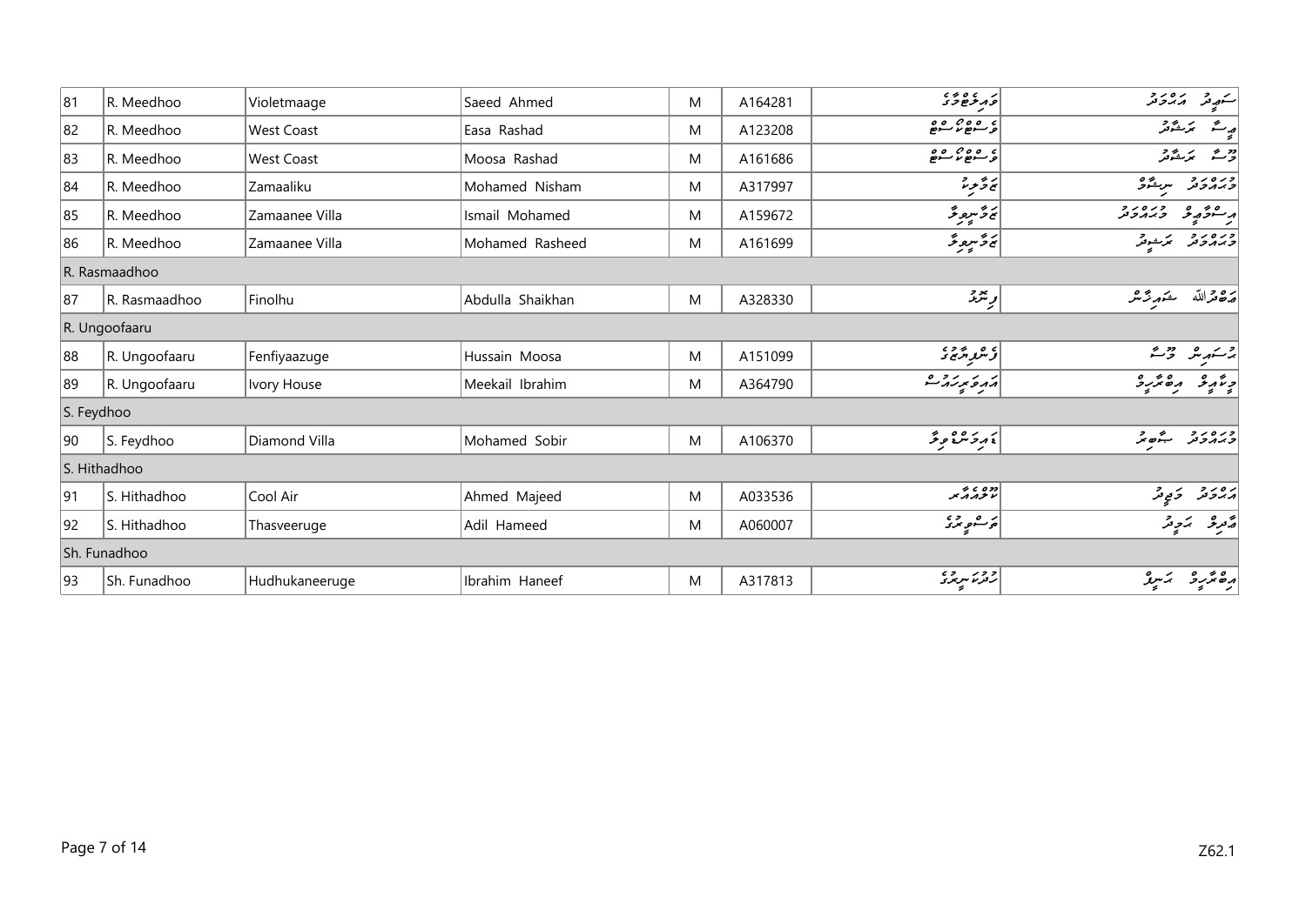| 81 | R. Meedhoo | Violetmaage | Saeed Ahmed | M | A164281 | ވައިލެޓްމާގެ | ސައީދު އަޙްމަދު |
|---|---|---|---|---|---|---|---|
| 82 | R. Meedhoo | West Coast | Easa Rashad | M | A123208 | ވެސްޓްކޯސްޓް | ޢީސާ ރަޝާދު |
| 83 | R. Meedhoo | West Coast | Moosa Rashad | M | A161686 | ވެސްޓްކޯސްޓް | މޫސާ ރަޝާދު |
| 84 | R. Meedhoo | Zamaaliku | Mohamed Nisham | M | A317997 | ޒަމާލިކު | މުޙައްމަދު ނިޝާމް |
| 85 | R. Meedhoo | Zamaanee Villa | Ismail Mohamed | M | A159672 | ޒަމާނީވިލާ | އިސްމާޢީލް މުޙައްމަދު |
| 86 | R. Meedhoo | Zamaanee Villa | Mohamed Rasheed | M | A161699 | ޒަމާނީވިލާ | މުޙައްމަދު ރަޝީދު |
| R. Rasmaadhoo | | | | | | | |
| 87 | R. Rasmaadhoo | Finolhu | Abdulla Shaikhan | M | A328330 | ފިނޮޅު | އަބްދުﷲ ޝައިހާން |
| R. Ungoofaaru | | | | | | | |
| 88 | R. Ungoofaaru | Fenfiyaazuge | Hussain Moosa | M | A151099 | ފެންފިޔާޒުގެ | ޙުސައިން މޫސާ |
| 89 | R. Ungoofaaru | Ivory House | Meekail Ibrahim | M | A364790 | އައިވަރީހައުސް | މީކާއީލް އިބްރާހީމް |
| S. Feydhoo | | | | | | | |
| 90 | S. Feydhoo | Diamond Villa | Mohamed Sobir | M | A106370 | ޑައިމަންޑްވިލާ | މުޙައްމަދު ޞާބިރު |
| S. Hithadhoo | | | | | | | |
| 91 | S. Hithadhoo | Cool Air | Ahmed Majeed | M | A033536 | ކޫލްއެއަރ | އަޙްމަދު މަޖީދު |
| 92 | S. Hithadhoo | Thasveeruge | Adil Hameed | M | A060007 | ތަސްވީރުގެ | އާދިލް ޙަމީދު |
| Sh. Funadhoo | | | | | | | |
| 93 | Sh. Funadhoo | Hudhukaneeruge | Ibrahim Haneef | M | A317813 | ހުދުކަނީރުގެ | އިބްރާހީމް ޙަނީފް |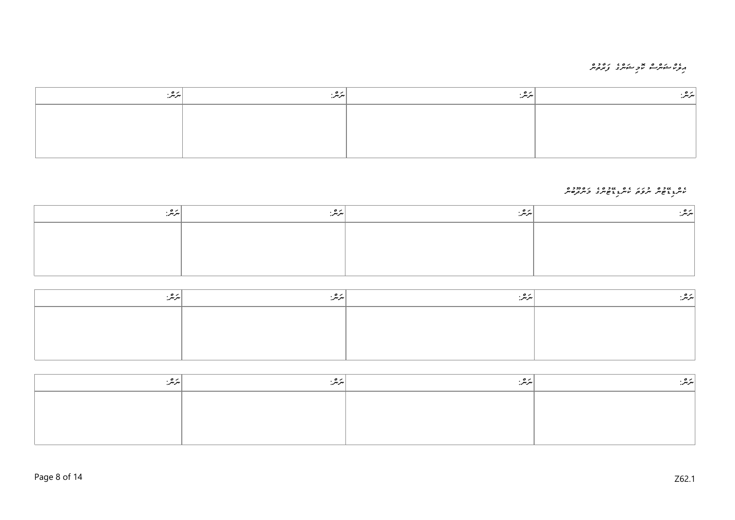# ދިވެހި ބަހުގެ ގަވާއިދު

| ނަންބަރު: | ނަންބަރު: | ނަންބަރު: | ނަންބަރު: |
|---|---|---|---|
| | | | |

## ކުރިއަށް ބަލާ ނަން ދިނުމުގެ ދަރުސް

| ނަންބަރު: | ނަންބަރު: | ނަންބަރު: | ނަންބަރު: |
|---|---|---|---|
| | | | |

| ނަންބަރު: | ނަންބަރު: | ނަންބަރު: | ނަންބަރު: |
|---|---|---|---|
| | | | |

| ނަންބަރު: | ނަންބަރު: | ނަންބަރު: | ނަންބަރު: |
|---|---|---|---|
| | | | |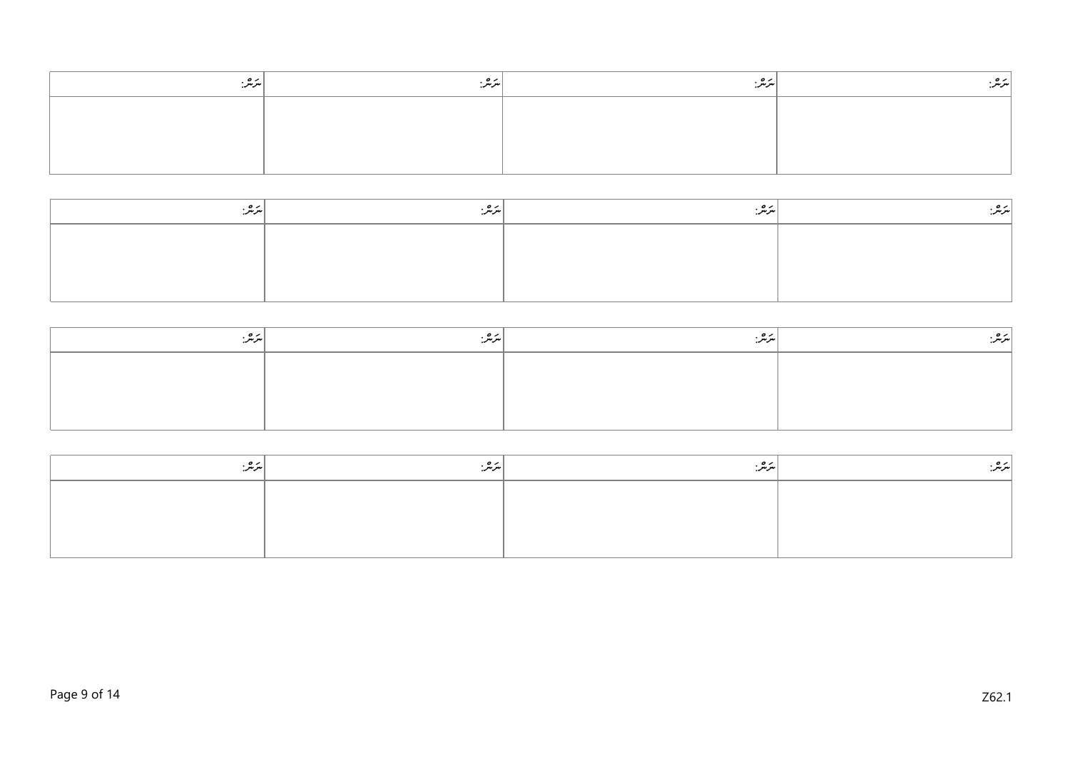| ނަަމް: | ނަަމް: | ނަަމް: | ނަަމް: |
| --- | --- | --- | --- |
| | | | |

| ނަަމް: | ނަަމް: | ނަަމް: | ނަަމް: |
| --- | --- | --- | --- |
| | | | |

| ނަަމް: | ނަަމް: | ނަަމް: | ނަަމް: |
| --- | --- | --- | --- |
| | | | |

| ނަަމް: | ނަަމް: | ނަަމް: | ނަަމް: |
| --- | --- | --- | --- |
| | | | |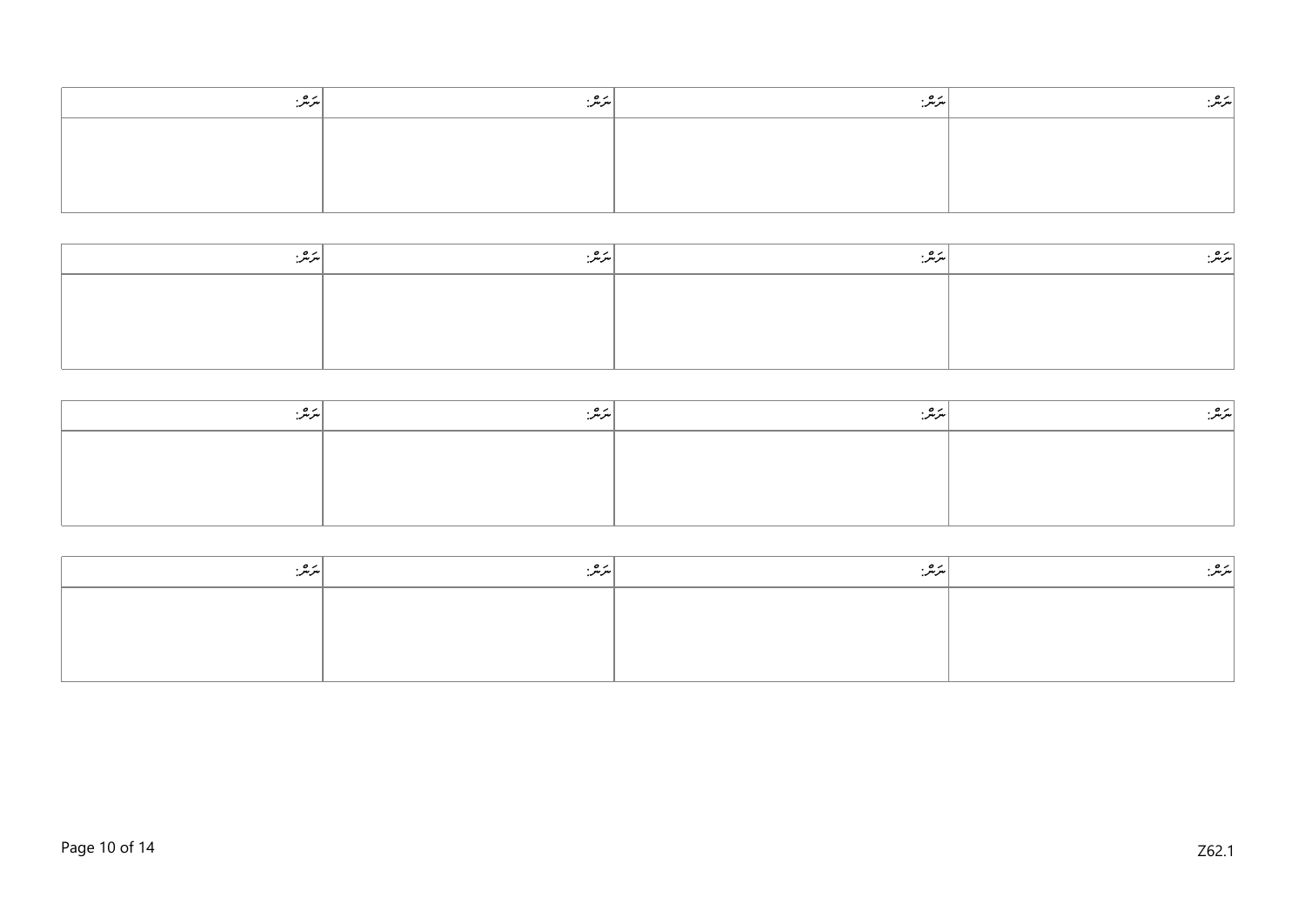| ނަރަށް: | ނަރަށް: | ނަރަށް: | ނަރަށް: |
|---|---|---|---|
| | | | |

| ނަރަށް: | ނަރަށް: | ނަރަށް: | ނަރަށް: |
|---|---|---|---|
| | | | |

| ނަރަށް: | ނަރަށް: | ނަރަށް: | ނަރަށް: |
|---|---|---|---|
| | | | |

| ނަރަށް: | ނަރަށް: | ނަރަށް: | ނަރަށް: |
|---|---|---|---|
| | | | |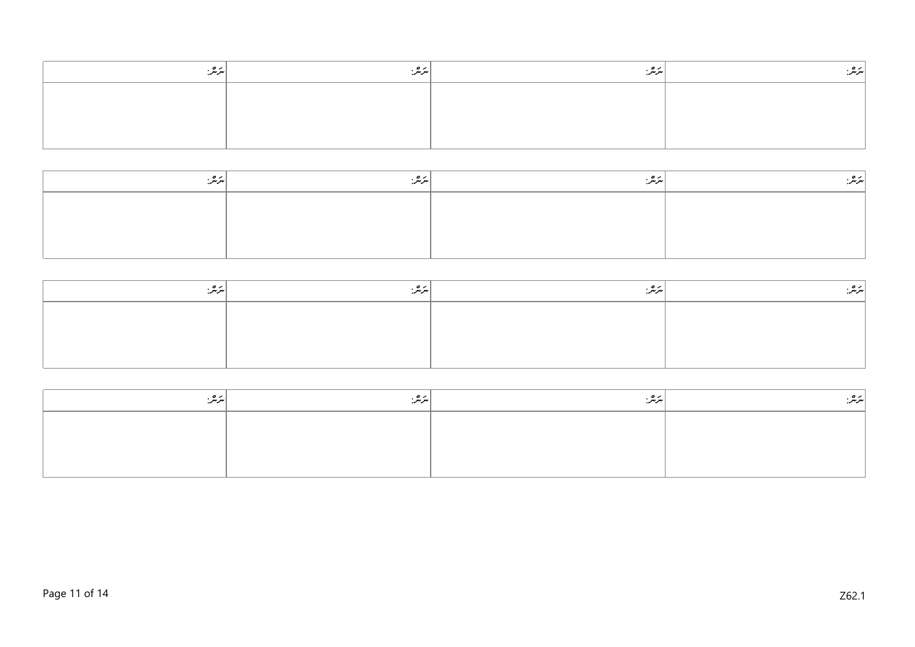| ނަންބް: | ނަންބް: | ނަންބް: | ނަންބް: |
| --- | --- | --- | --- |
| | | | |

| ނަންބް: | ނަންބް: | ނަންބް: | ނަންބް: |
| --- | --- | --- | --- |
| | | | |

| ނަންބް: | ނަންބް: | ނަންބް: | ނަންބް: |
| --- | --- | --- | --- |
| | | | |

| ނަންބް: | ނަންބް: | ނަންބް: | ނަންބް: |
| --- | --- | --- | --- |
| | | | |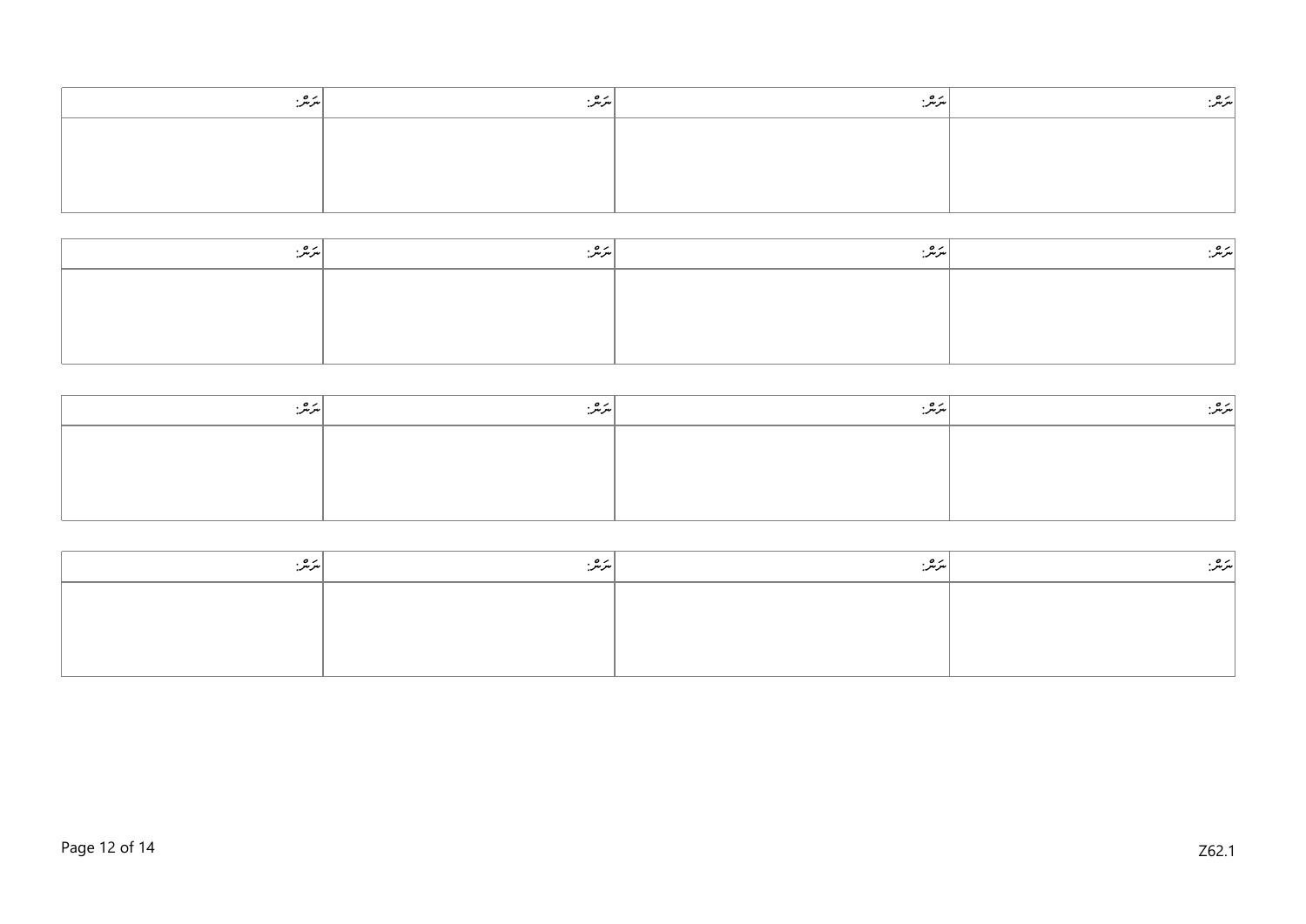| ނަރުތް: | ނަރުތް: | ނަރުތް: | ނަރުތް: |
| --- | --- | --- | --- |
| | | | |

| ނަރުތް: | ނަރުތް: | ނަރުތް: | ނަރުތް: |
| --- | --- | --- | --- |
| | | | |

| ނަރުތް: | ނަރުތް: | ނަރުތް: | ނަރުތް: |
| --- | --- | --- | --- |
| | | | |

| ނަރުތް: | ނަރުތް: | ނަރުތް: | ނަރުތް: |
| --- | --- | --- | --- |
| | | | |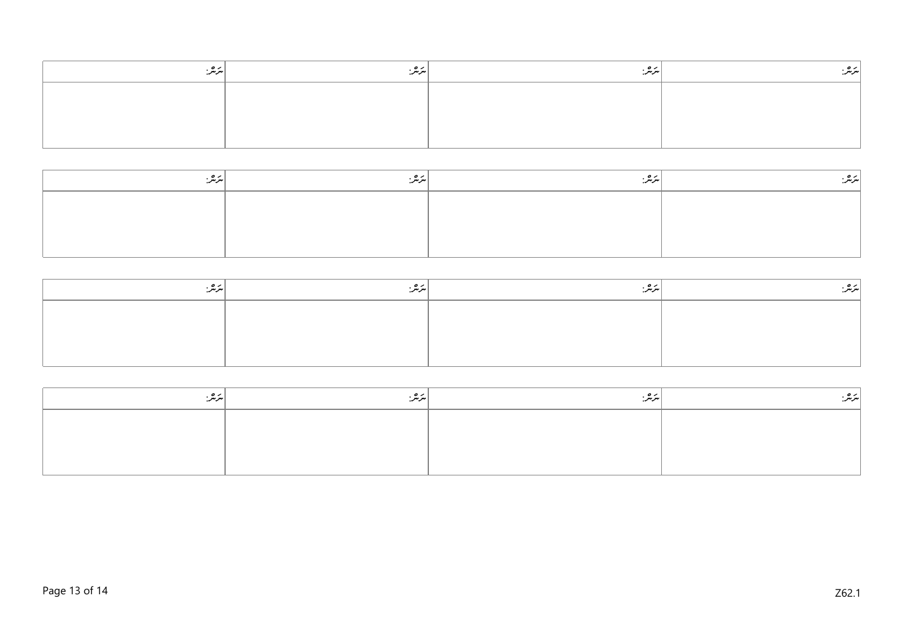| ނަރުދ: | ނަރުދ: | ނަރުދ: | ނަރުދ: |
| --- | --- | --- | --- |
| | | | |

| ނަރުދ: | ނަރުދ: | ނަރުދ: | ނަރުދ: |
| --- | --- | --- | --- |
| | | | |

| ނަރުދ: | ނަރުދ: | ނަރުދ: | ނަރުދ: |
| --- | --- | --- | --- |
| | | | |

| ނަރުދ: | ނަރުދ: | ނަރުދ: | ނަރުދ: |
| --- | --- | --- | --- |
| | | | |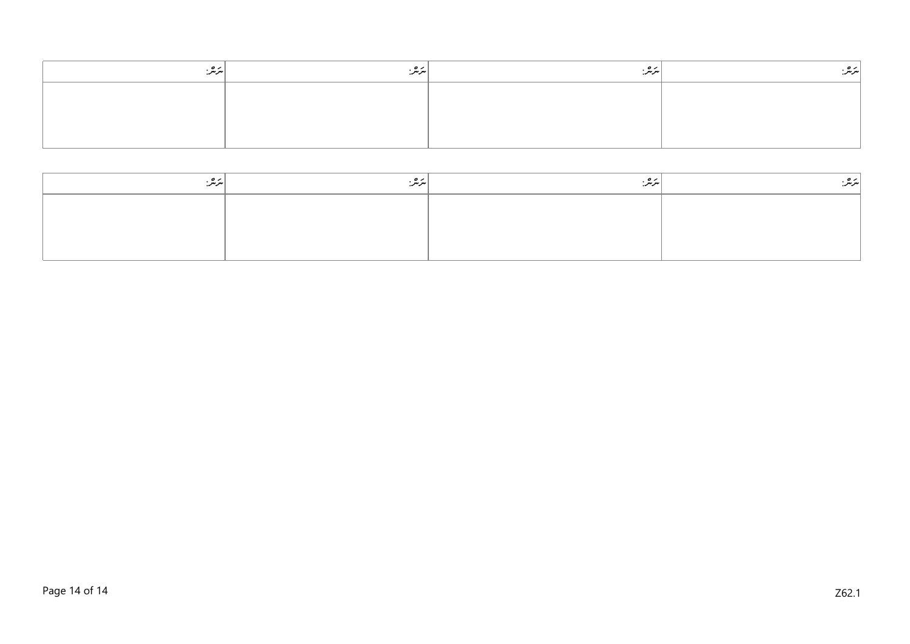| ނަންބަރު: | ނަންބަރު: | ނަންބަރު: | ނަންބަރު: |
|---|---|---|---|
| | | | |

| ނަންބަރު: | ނަންބަރު: | ނަންބަރު: | ނަންބަރު: |
|---|---|---|---|
| | | | |